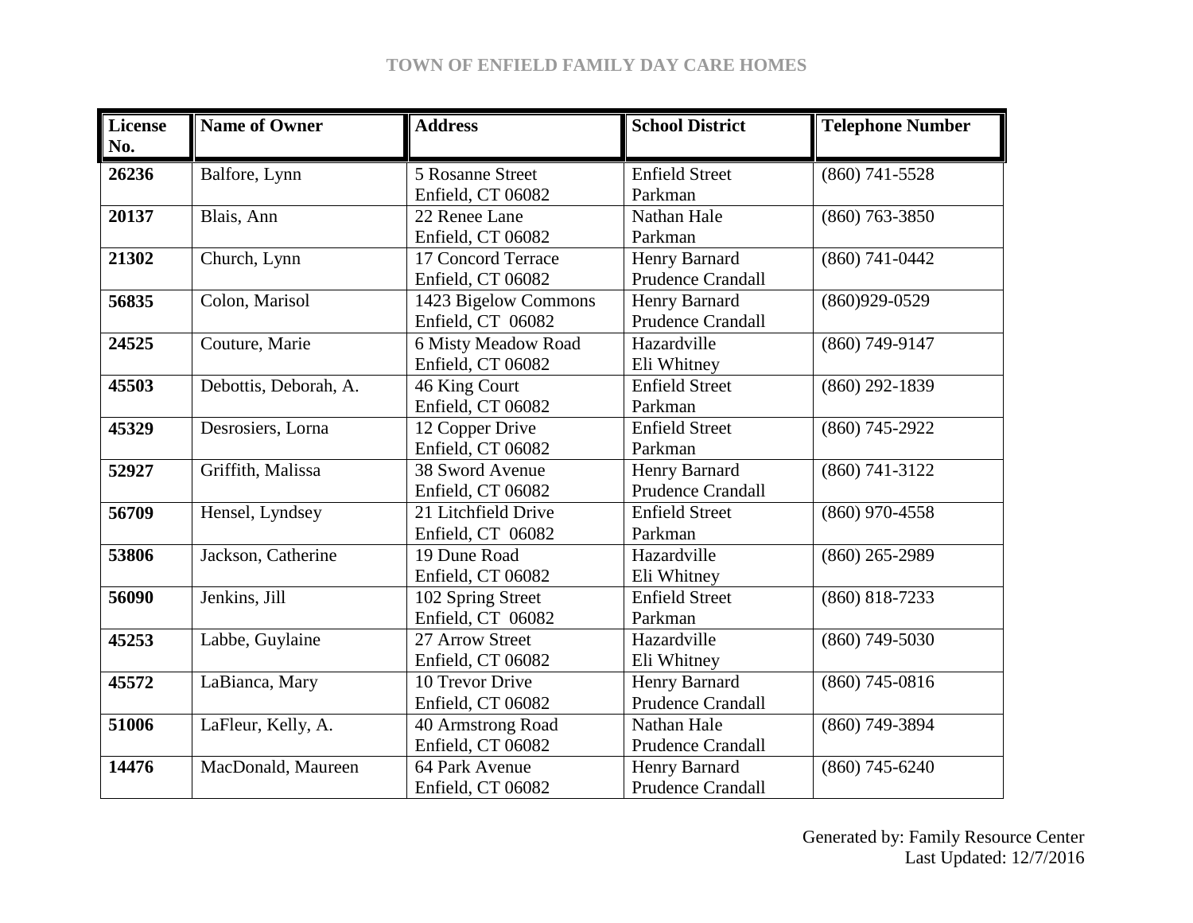# TOWN OF ENFIELD FAMILY DAY CARE HOMES

| License No. | Name of Owner | Address | School District | Telephone Number |
|---|---|---|---|---|
| **26236** | Balfore, Lynn | 5 Rosanne Street<br>Enfield, CT 06082 | Enfield Street<br>Parkman | (860) 741-5528 |
| **20137** | Blais, Ann | 22 Renee Lane<br>Enfield, CT 06082 | Nathan Hale<br>Parkman | (860) 763-3850 |
| **21302** | Church, Lynn | 17 Concord Terrace<br>Enfield, CT 06082 | Henry Barnard<br>Prudence Crandall | (860) 741-0442 |
| **56835** | Colon, Marisol | 1423 Bigelow Commons<br>Enfield, CT 06082 | Henry Barnard<br>Prudence Crandall | (860)929-0529 |
| **24525** | Couture, Marie | 6 Misty Meadow Road<br>Enfield, CT 06082 | Hazardville<br>Eli Whitney | (860) 749-9147 |
| **45503** | Debottis, Deborah, A. | 46 King Court<br>Enfield, CT 06082 | Enfield Street<br>Parkman | (860) 292-1839 |
| **45329** | Desrosiers, Lorna | 12 Copper Drive<br>Enfield, CT 06082 | Enfield Street<br>Parkman | (860) 745-2922 |
| **52927** | Griffith, Malissa | 38 Sword Avenue<br>Enfield, CT 06082 | Henry Barnard<br>Prudence Crandall | (860) 741-3122 |
| **56709** | Hensel, Lyndsey | 21 Litchfield Drive<br>Enfield, CT 06082 | Enfield Street<br>Parkman | (860) 970-4558 |
| **53806** | Jackson, Catherine | 19 Dune Road<br>Enfield, CT 06082 | Hazardville<br>Eli Whitney | (860) 265-2989 |
| **56090** | Jenkins, Jill | 102 Spring Street<br>Enfield, CT 06082 | Enfield Street<br>Parkman | (860) 818-7233 |
| **45253** | Labbe, Guylaine | 27 Arrow Street<br>Enfield, CT 06082 | Hazardville<br>Eli Whitney | (860) 749-5030 |
| **45572** | LaBianca, Mary | 10 Trevor Drive<br>Enfield, CT 06082 | Henry Barnard<br>Prudence Crandall | (860) 745-0816 |
| **51006** | LaFleur, Kelly, A. | 40 Armstrong Road<br>Enfield, CT 06082 | Nathan Hale<br>Prudence Crandall | (860) 749-3894 |
| **14476** | MacDonald, Maureen | 64 Park Avenue<br>Enfield, CT 06082 | Henry Barnard<br>Prudence Crandall | (860) 745-6240 |

Generated by: Family Resource Center
Last Updated: 12/7/2016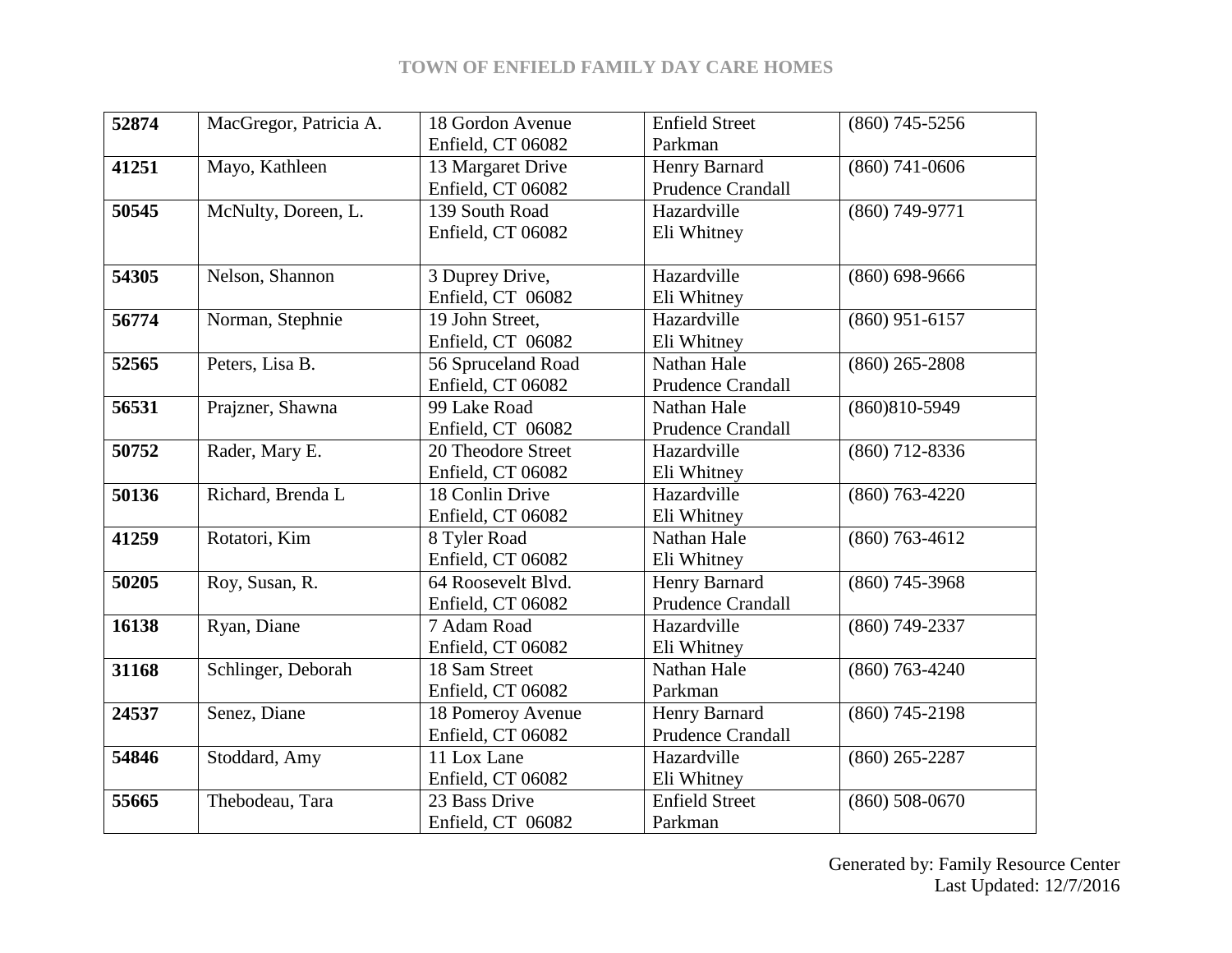# TOWN OF ENFIELD FAMILY DAY CARE HOMES

| | | | | |
|---|---|---|---|---|
| **52874** | MacGregor, Patricia A. | 18 Gordon Avenue Enfield, CT 06082 | Enfield Street Parkman | (860) 745-5256 |
| **41251** | Mayo, Kathleen | 13 Margaret Drive Enfield, CT 06082 | Henry Barnard Prudence Crandall | (860) 741-0606 |
| **50545** | McNulty, Doreen, L. | 139 South Road Enfield, CT 06082 | Hazardville Eli Whitney | (860) 749-9771 |
| **54305** | Nelson, Shannon | 3 Duprey Drive, Enfield, CT 06082 | Hazardville Eli Whitney | (860) 698-9666 |
| **56774** | Norman, Stephnie | 19 John Street, Enfield, CT 06082 | Hazardville Eli Whitney | (860) 951-6157 |
| **52565** | Peters, Lisa B. | 56 Spruceland Road Enfield, CT 06082 | Nathan Hale Prudence Crandall | (860) 265-2808 |
| **56531** | Prajzner, Shawna | 99 Lake Road Enfield, CT 06082 | Nathan Hale Prudence Crandall | (860)810-5949 |
| **50752** | Rader, Mary E. | 20 Theodore Street Enfield, CT 06082 | Hazardville Eli Whitney | (860) 712-8336 |
| **50136** | Richard, Brenda L | 18 Conlin Drive Enfield, CT 06082 | Hazardville Eli Whitney | (860) 763-4220 |
| **41259** | Rotatori, Kim | 8 Tyler Road Enfield, CT 06082 | Nathan Hale Eli Whitney | (860) 763-4612 |
| **50205** | Roy, Susan, R. | 64 Roosevelt Blvd. Enfield, CT 06082 | Henry Barnard Prudence Crandall | (860) 745-3968 |
| **16138** | Ryan, Diane | 7 Adam Road Enfield, CT 06082 | Hazardville Eli Whitney | (860) 749-2337 |
| **31168** | Schlinger, Deborah | 18 Sam Street Enfield, CT 06082 | Nathan Hale Parkman | (860) 763-4240 |
| **24537** | Senez, Diane | 18 Pomeroy Avenue Enfield, CT 06082 | Henry Barnard Prudence Crandall | (860) 745-2198 |
| **54846** | Stoddard, Amy | 11 Lox Lane Enfield, CT 06082 | Hazardville Eli Whitney | (860) 265-2287 |
| **55665** | Thebodeau, Tara | 23 Bass Drive Enfield, CT 06082 | Enfield Street Parkman | (860) 508-0670 |

Generated by: Family Resource Center
Last Updated: 12/7/2016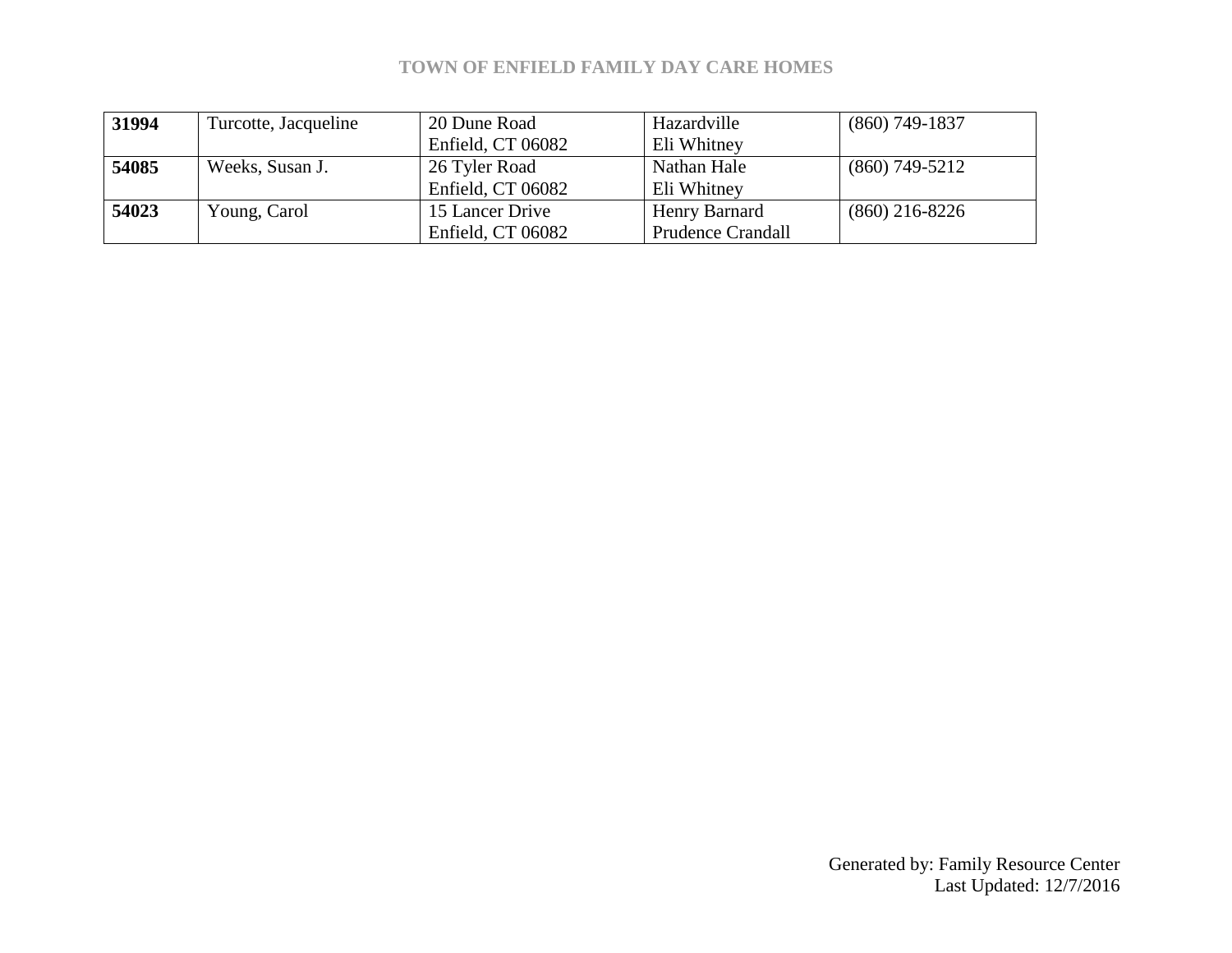| | | | | |
|---|---|---|---|---|
| **31994** | Turcotte, Jacqueline | 20 Dune Road<br>Enfield, CT 06082 | Hazardville<br>Eli Whitney | (860) 749-1837 |
| **54085** | Weeks, Susan J. | 26 Tyler Road<br>Enfield, CT 06082 | Nathan Hale<br>Eli Whitney | (860) 749-5212 |
| **54023** | Young, Carol | 15 Lancer Drive<br>Enfield, CT 06082 | Henry Barnard<br>Prudence Crandall | (860) 216-8226 |

Generated by: Family Resource Center
Last Updated: 12/7/2016